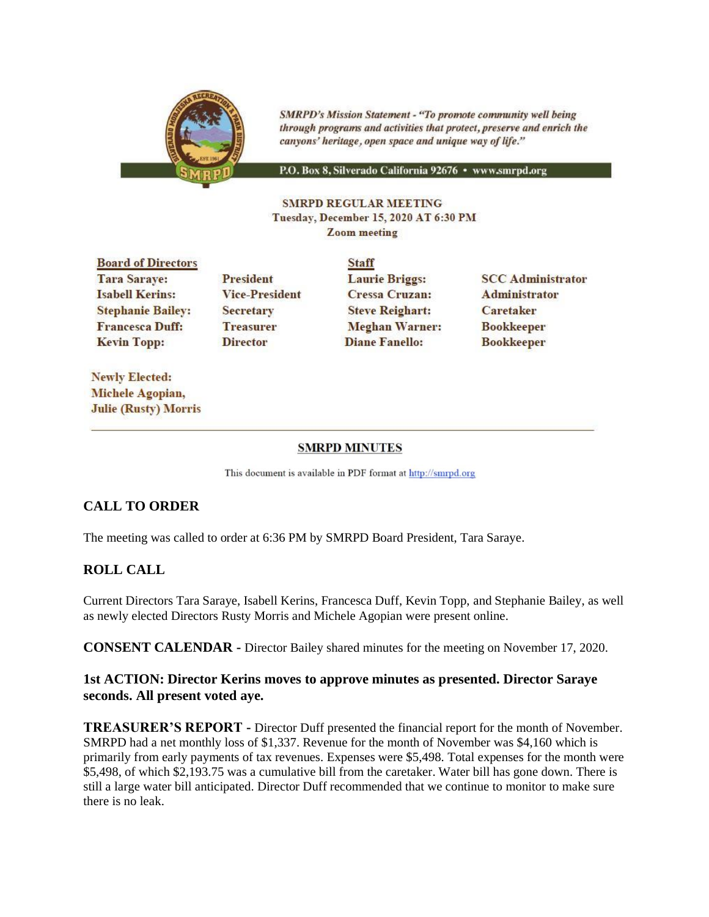*SMRPD's Mission Statement - "To promote community well being through programs and activities that protect, preserve and enrich the canyons' heritage, open space and unique way of life."*

P.O. Box 8, Silverado California 92676 • www.smrpd.org

**SMRPD REGULAR MEETING**
**Tuesday, December 15, 2020 AT 6:30 PM**
**Zoom meeting**

| Board of Directors | | Staff | |
|---|---|---|---|
| Tara Saraye: | President | Laurie Briggs: | SCC Administrator |
| Isabell Kerins: | Vice-President | Cressa Cruzan: | Administrator |
| Stephanie Bailey: | Secretary | Steve Reighart: | Caretaker |
| Francesca Duff: | Treasurer | Meghan Warner: | Bookkeeper |
| Kevin Topp: | Director | Diane Fanello: | Bookkeeper |

**Newly Elected:**
**Michele Agopian,**
**Julie (Rusty) Morris**

---

## SMRPD MINUTES

This document is available in PDF format at http://smrpd.org

## CALL TO ORDER

The meeting was called to order at 6:36 PM by SMRPD Board President, Tara Saraye.

## ROLL CALL

Current Directors Tara Saraye, Isabell Kerins, Francesca Duff, Kevin Topp, and Stephanie Bailey, as well as newly elected Directors Rusty Morris and Michele Agopian were present online.

**CONSENT CALENDAR -** Director Bailey shared minutes for the meeting on November 17, 2020.

**1st ACTION: Director Kerins moves to approve minutes as presented. Director Saraye seconds. All present voted aye.**

**TREASURER'S REPORT -** Director Duff presented the financial report for the month of November. SMRPD had a net monthly loss of $1,337. Revenue for the month of November was $4,160 which is primarily from early payments of tax revenues. Expenses were $5,498. Total expenses for the month were $5,498, of which $2,193.75 was a cumulative bill from the caretaker. Water bill has gone down. There is still a large water bill anticipated. Director Duff recommended that we continue to monitor to make sure there is no leak.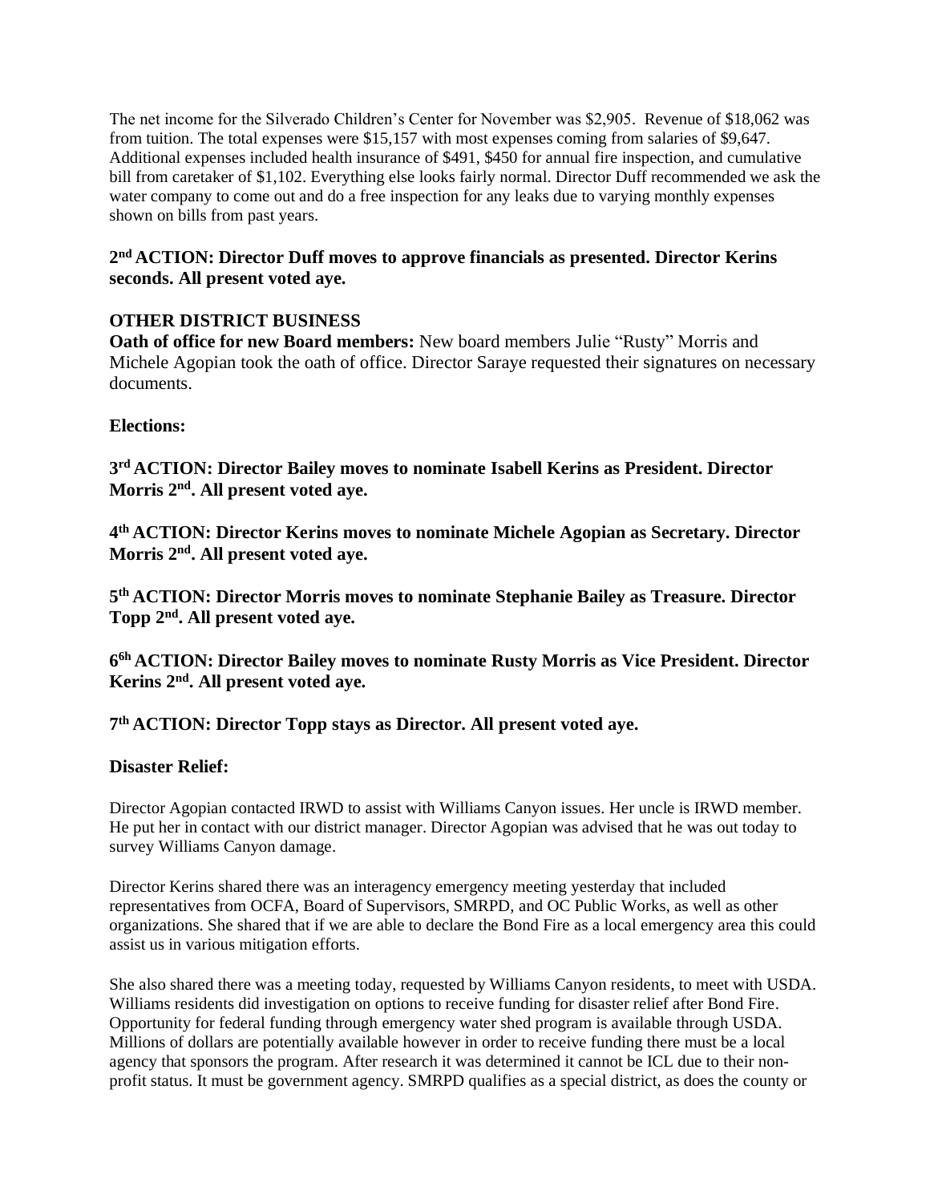The net income for the Silverado Children's Center for November was $2,905. Revenue of $18,062 was from tuition. The total expenses were $15,157 with most expenses coming from salaries of $9,647. Additional expenses included health insurance of $491, $450 for annual fire inspection, and cumulative bill from caretaker of $1,102. Everything else looks fairly normal. Director Duff recommended we ask the water company to come out and do a free inspection for any leaks due to varying monthly expenses shown on bills from past years.

**2nd ACTION: Director Duff moves to approve financials as presented. Director Kerins seconds. All present voted aye.**

**OTHER DISTRICT BUSINESS**

**Oath of office for new Board members:** New board members Julie "Rusty" Morris and Michele Agopian took the oath of office. Director Saraye requested their signatures on necessary documents.

**Elections:**

**3rd ACTION: Director Bailey moves to nominate Isabell Kerins as President. Director Morris 2nd. All present voted aye.**

**4th ACTION: Director Kerins moves to nominate Michele Agopian as Secretary. Director Morris 2nd. All present voted aye.**

**5th ACTION: Director Morris moves to nominate Stephanie Bailey as Treasure. Director Topp 2nd. All present voted aye.**

**66h ACTION: Director Bailey moves to nominate Rusty Morris as Vice President. Director Kerins 2nd. All present voted aye.**

**7th ACTION: Director Topp stays as Director. All present voted aye.**

**Disaster Relief:**

Director Agopian contacted IRWD to assist with Williams Canyon issues. Her uncle is IRWD member. He put her in contact with our district manager. Director Agopian was advised that he was out today to survey Williams Canyon damage.

Director Kerins shared there was an interagency emergency meeting yesterday that included representatives from OCFA, Board of Supervisors, SMRPD, and OC Public Works, as well as other organizations. She shared that if we are able to declare the Bond Fire as a local emergency area this could assist us in various mitigation efforts.

She also shared there was a meeting today, requested by Williams Canyon residents, to meet with USDA. Williams residents did investigation on options to receive funding for disaster relief after Bond Fire. Opportunity for federal funding through emergency water shed program is available through USDA. Millions of dollars are potentially available however in order to receive funding there must be a local agency that sponsors the program. After research it was determined it cannot be ICL due to their non-profit status. It must be government agency. SMRPD qualifies as a special district, as does the county or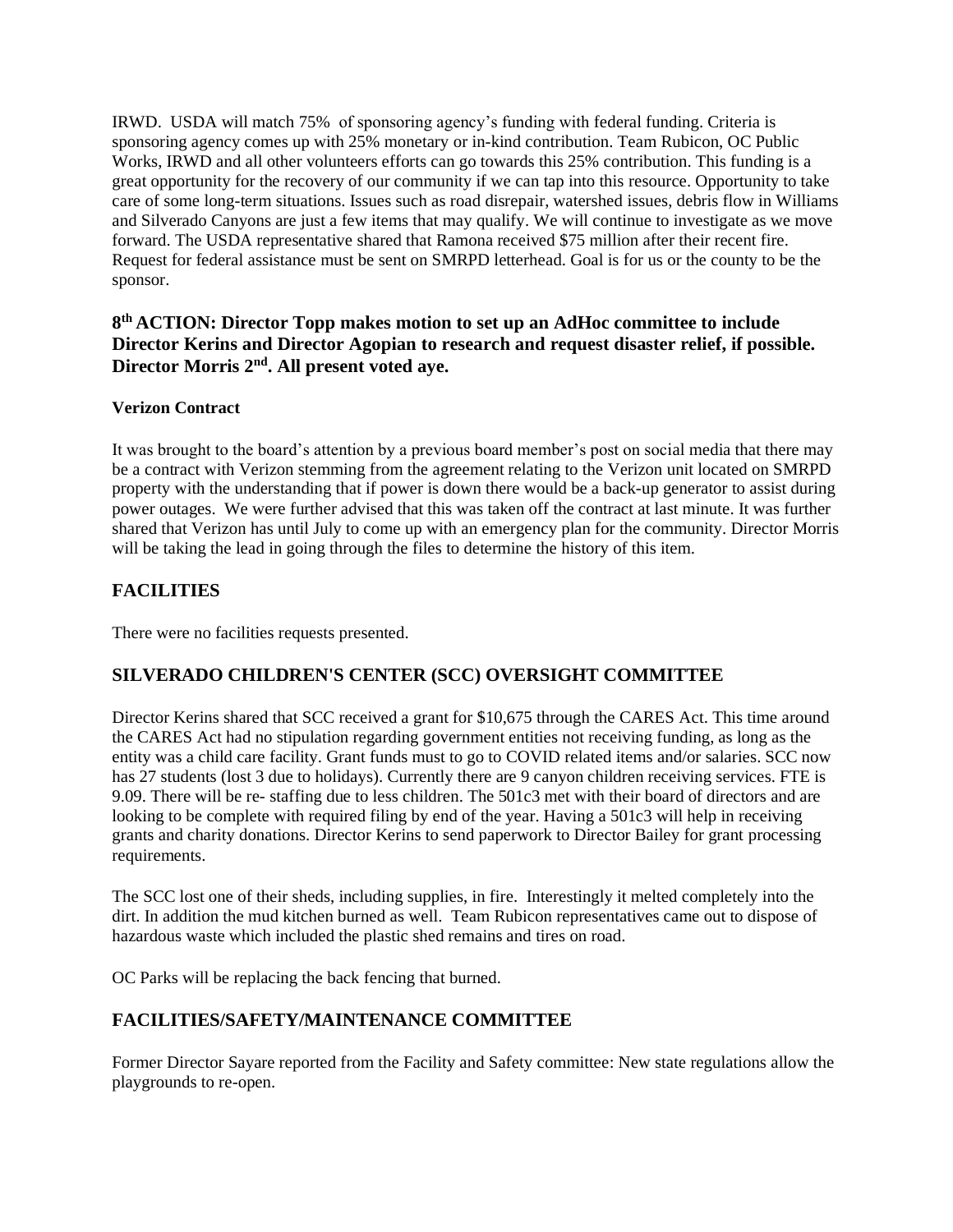IRWD. USDA will match 75% of sponsoring agency's funding with federal funding. Criteria is sponsoring agency comes up with 25% monetary or in-kind contribution. Team Rubicon, OC Public Works, IRWD and all other volunteers efforts can go towards this 25% contribution. This funding is a great opportunity for the recovery of our community if we can tap into this resource. Opportunity to take care of some long-term situations. Issues such as road disrepair, watershed issues, debris flow in Williams and Silverado Canyons are just a few items that may qualify. We will continue to investigate as we move forward. The USDA representative shared that Ramona received $75 million after their recent fire. Request for federal assistance must be sent on SMRPD letterhead. Goal is for us or the county to be the sponsor.

**8th ACTION: Director Topp makes motion to set up an AdHoc committee to include Director Kerins and Director Agopian to research and request disaster relief, if possible. Director Morris 2nd. All present voted aye.**

**Verizon Contract**

It was brought to the board's attention by a previous board member's post on social media that there may be a contract with Verizon stemming from the agreement relating to the Verizon unit located on SMRPD property with the understanding that if power is down there would be a back-up generator to assist during power outages. We were further advised that this was taken off the contract at last minute. It was further shared that Verizon has until July to come up with an emergency plan for the community. Director Morris will be taking the lead in going through the files to determine the history of this item.

## FACILITIES

There were no facilities requests presented.

## SILVERADO CHILDREN'S CENTER (SCC) OVERSIGHT COMMITTEE

Director Kerins shared that SCC received a grant for $10,675 through the CARES Act. This time around the CARES Act had no stipulation regarding government entities not receiving funding, as long as the entity was a child care facility. Grant funds must to go to COVID related items and/or salaries. SCC now has 27 students (lost 3 due to holidays). Currently there are 9 canyon children receiving services. FTE is 9.09. There will be re- staffing due to less children. The 501c3 met with their board of directors and are looking to be complete with required filing by end of the year. Having a 501c3 will help in receiving grants and charity donations. Director Kerins to send paperwork to Director Bailey for grant processing requirements.

The SCC lost one of their sheds, including supplies, in fire. Interestingly it melted completely into the dirt. In addition the mud kitchen burned as well. Team Rubicon representatives came out to dispose of hazardous waste which included the plastic shed remains and tires on road.

OC Parks will be replacing the back fencing that burned.

## FACILITIES/SAFETY/MAINTENANCE COMMITTEE

Former Director Sayare reported from the Facility and Safety committee: New state regulations allow the playgrounds to re-open.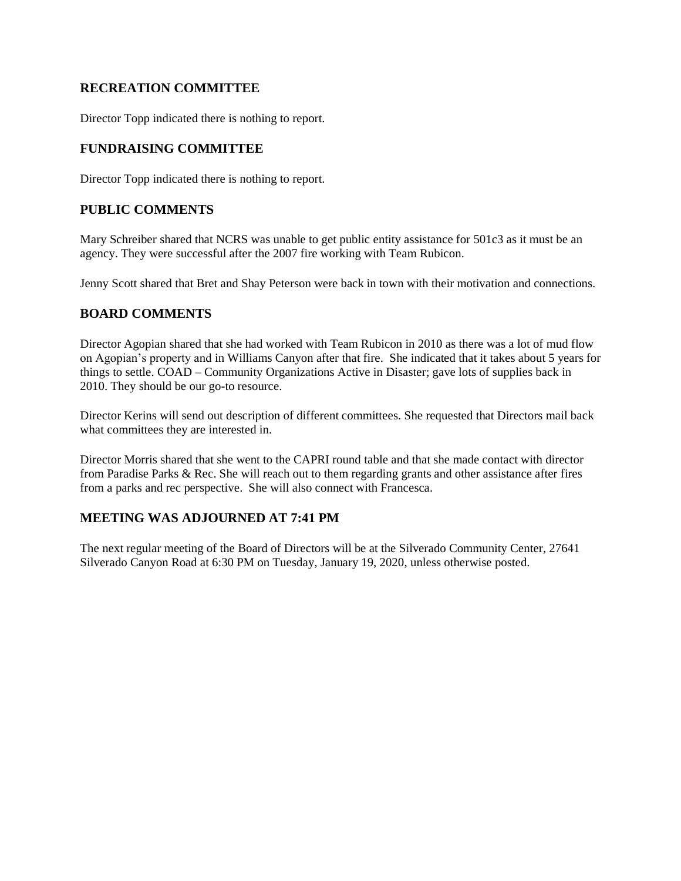## RECREATION COMMITTEE

Director Topp indicated there is nothing to report.

## FUNDRAISING COMMITTEE

Director Topp indicated there is nothing to report.

## PUBLIC COMMENTS

Mary Schreiber shared that NCRS was unable to get public entity assistance for 501c3 as it must be an agency. They were successful after the 2007 fire working with Team Rubicon.

Jenny Scott shared that Bret and Shay Peterson were back in town with their motivation and connections.

## BOARD COMMENTS

Director Agopian shared that she had worked with Team Rubicon in 2010 as there was a lot of mud flow on Agopian's property and in Williams Canyon after that fire. She indicated that it takes about 5 years for things to settle. COAD – Community Organizations Active in Disaster; gave lots of supplies back in 2010. They should be our go-to resource.

Director Kerins will send out description of different committees. She requested that Directors mail back what committees they are interested in.

Director Morris shared that she went to the CAPRI round table and that she made contact with director from Paradise Parks & Rec. She will reach out to them regarding grants and other assistance after fires from a parks and rec perspective. She will also connect with Francesca.

## MEETING WAS ADJOURNED AT 7:41 PM

The next regular meeting of the Board of Directors will be at the Silverado Community Center, 27641 Silverado Canyon Road at 6:30 PM on Tuesday, January 19, 2020, unless otherwise posted.